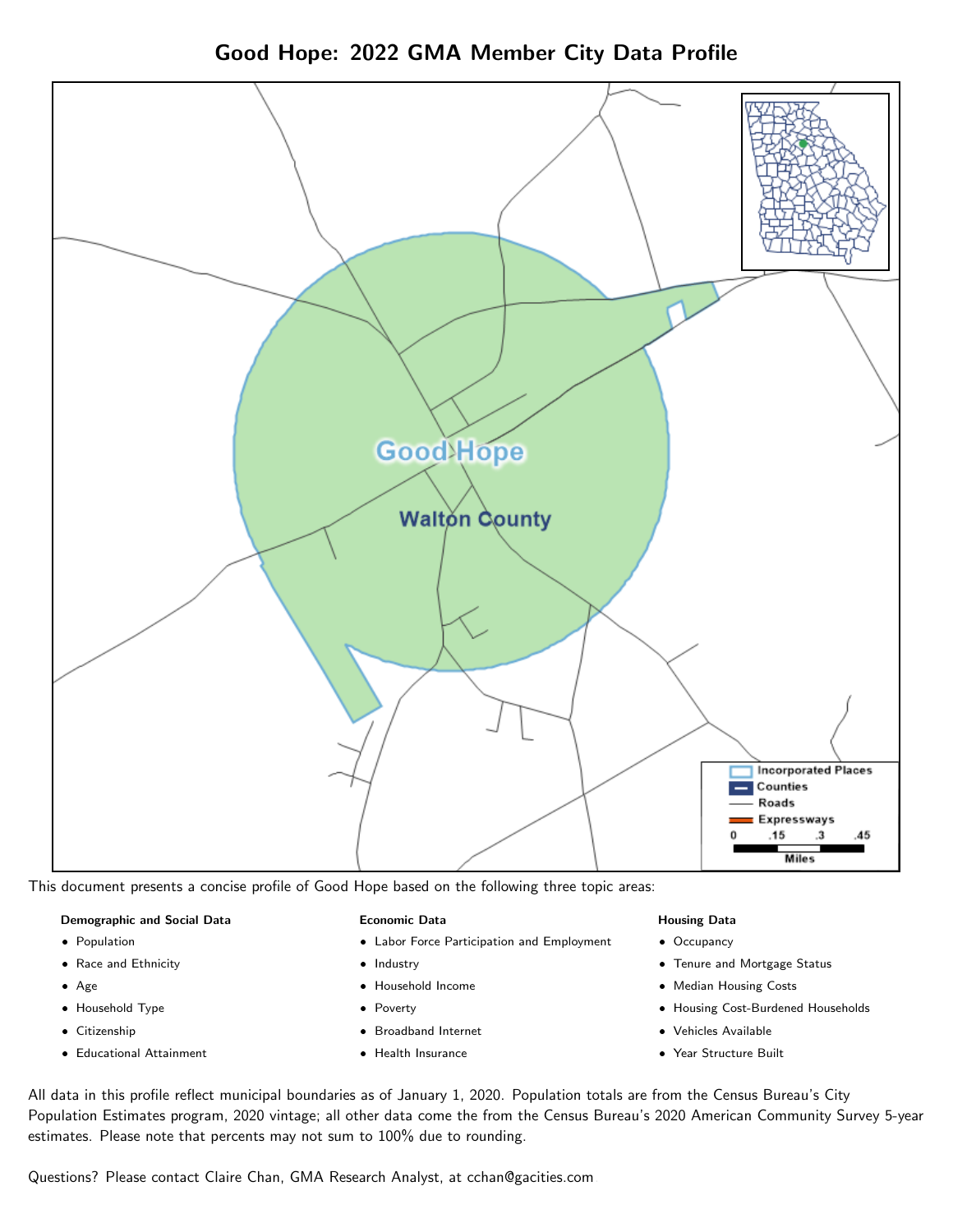# Good Hope: 2022 GMA Member City Data Profile

This document presents a concise profile of Good Hope based on the following three topic areas:

**Demographic and Social Data**

- Population
- Race and Ethnicity
- Age
- Household Type
- Citizenship
- Educational Attainment

**Economic Data**

- Labor Force Participation and Employment
- Industry
- Household Income
- Poverty
- Broadband Internet
- Health Insurance

**Housing Data**

- Occupancy
- Tenure and Mortgage Status
- Median Housing Costs
- Housing Cost-Burdened Households
- Vehicles Available
- Year Structure Built

All data in this profile reflect municipal boundaries as of January 1, 2020. Population totals are from the Census Bureau's City Population Estimates program, 2020 vintage; all other data come the from the Census Bureau's 2020 American Community Survey 5-year estimates. Please note that percents may not sum to 100% due to rounding.

Questions? Please contact Claire Chan, GMA Research Analyst, at cchan@gacities.com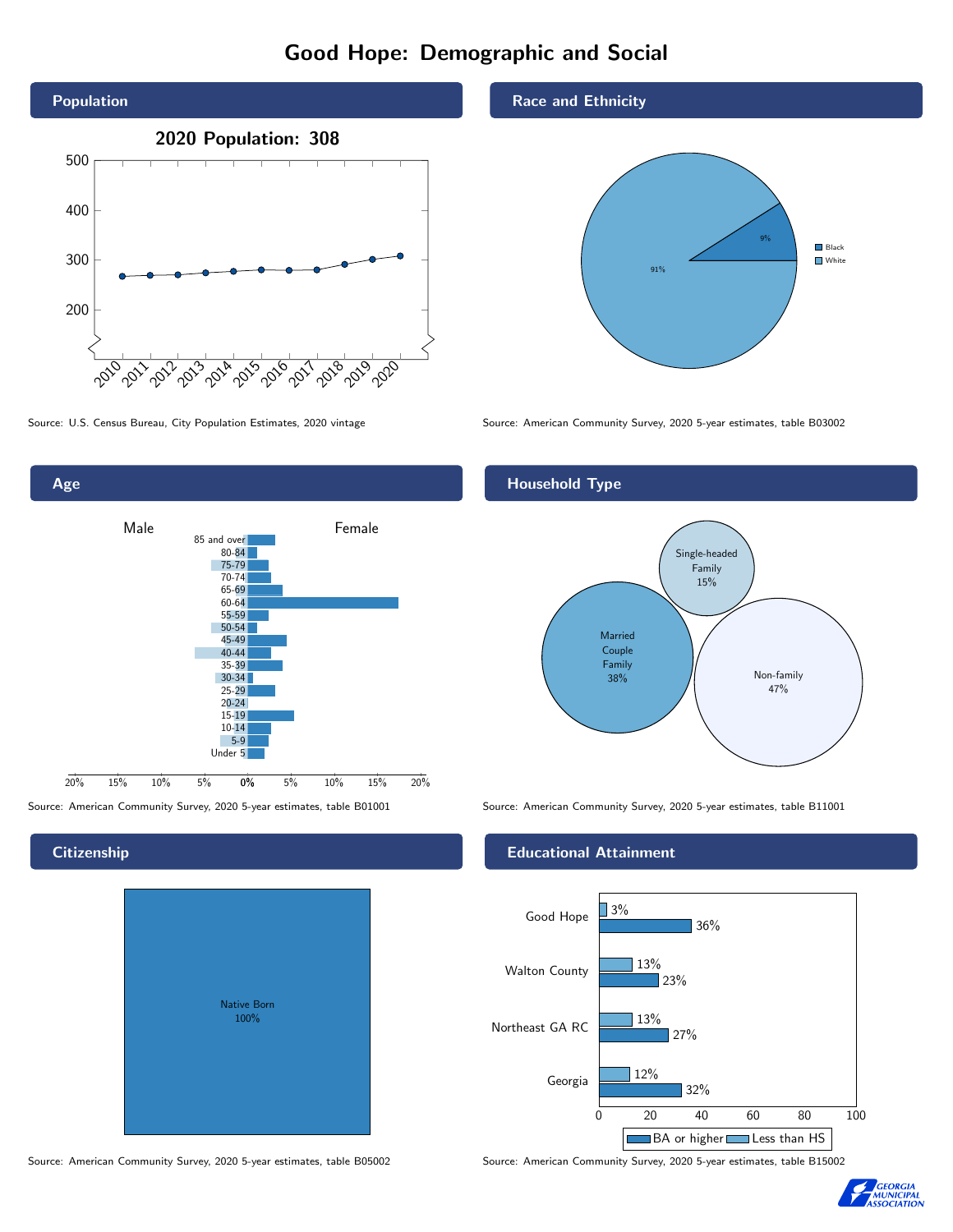# Good Hope: Demographic and Social

## Population

**2020 Population: 308**

Source: U.S. Census Bureau, City Population Estimates, 2020 vintage

## Race and Ethnicity

| Race | Percent |
|---|---|
| Black | 9% |
| White | 91% |

Source: American Community Survey, 2020 5-year estimates, table B03002

## Age

Male / Female

Age groups: 85 and over, 80-84, 75-79, 70-74, 65-69, 60-64, 55-59, 50-54, 45-49, 40-44, 35-39, 30-34, 25-29, 20-24, 15-19, 10-14, 5-9, Under 5

Source: American Community Survey, 2020 5-year estimates, table B01001

## Household Type

| Household Type | Percent |
|---|---|
| Single-headed Family | 15% |
| Married Couple Family | 38% |
| Non-family | 47% |

Source: American Community Survey, 2020 5-year estimates, table B11001

## Citizenship

Native Born 100%

Source: American Community Survey, 2020 5-year estimates, table B05002

## Educational Attainment

| | Less than HS | BA or higher |
|---|---|---|
| Good Hope | 3% | 36% |
| Walton County | 13% | 23% |
| Northeast GA RC | 13% | 27% |
| Georgia | 12% | 32% |

Source: American Community Survey, 2020 5-year estimates, table B15002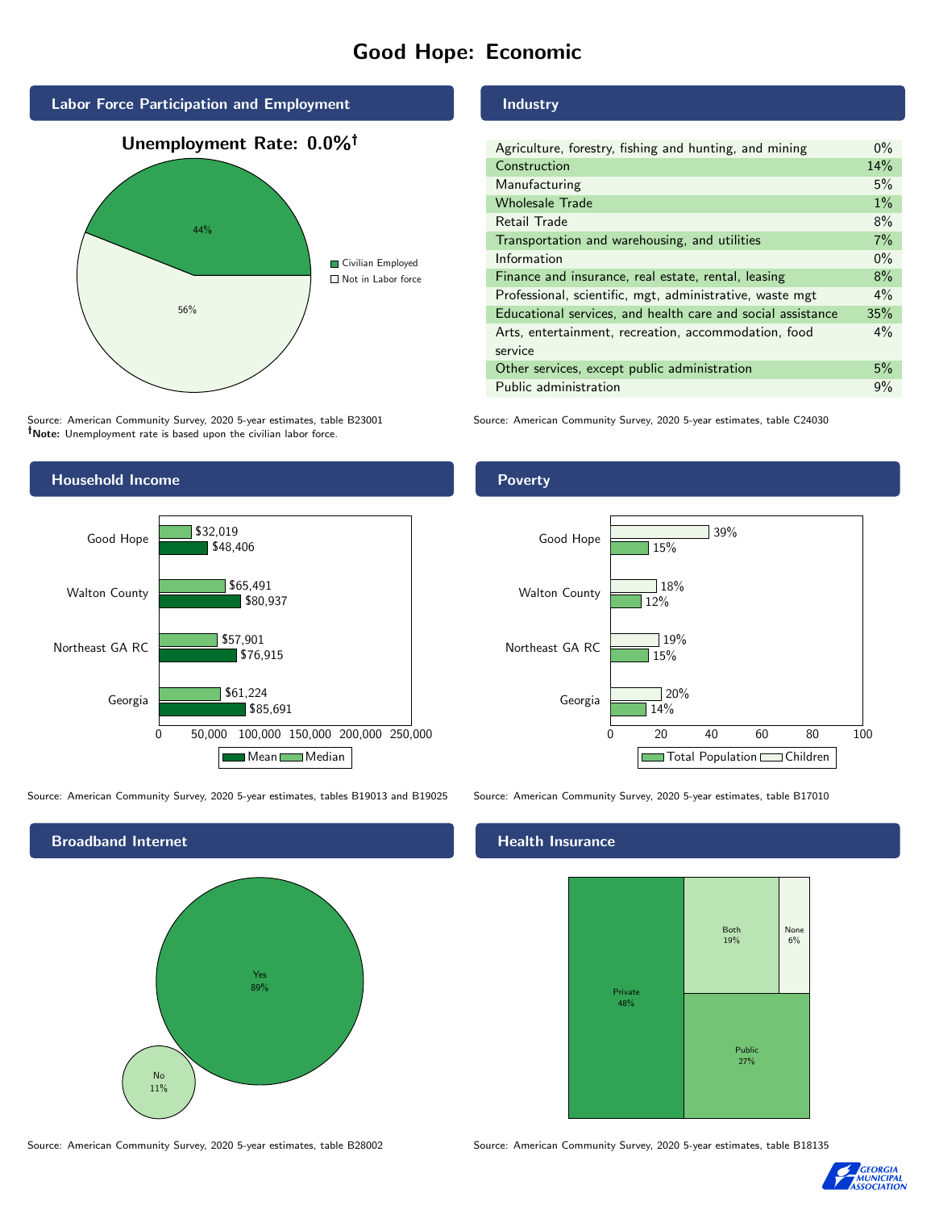# Good Hope: Economic

## Labor Force Participation and Employment

**Unemployment Rate: 0.0%†**

| Category | Percent |
| --- | --- |
| Civilian Employed | 44% |
| Not in Labor force | 56% |

Source: American Community Survey, 2020 5-year estimates, table B23001
**†Note:** Unemployment rate is based upon the civilian labor force.

## Industry

| Industry | Percent |
| --- | --- |
| Agriculture, forestry, fishing and hunting, and mining | 0% |
| Construction | 14% |
| Manufacturing | 5% |
| Wholesale Trade | 1% |
| Retail Trade | 8% |
| Transportation and warehousing, and utilities | 7% |
| Information | 0% |
| Finance and insurance, real estate, rental, leasing | 8% |
| Professional, scientific, mgt, administrative, waste mgt | 4% |
| Educational services, and health care and social assistance | 35% |
| Arts, entertainment, recreation, accommodation, food service | 4% |
| Other services, except public administration | 5% |
| Public administration | 9% |

Source: American Community Survey, 2020 5-year estimates, table C24030

## Household Income

| | Median | Mean |
| --- | --- | --- |
| Good Hope | $32,019 | $48,406 |
| Walton County | $65,491 | $80,937 |
| Northeast GA RC | $57,901 | $76,915 |
| Georgia | $61,224 | $85,691 |

Source: American Community Survey, 2020 5-year estimates, tables B19013 and B19025

## Poverty

| | Children | Total Population |
| --- | --- | --- |
| Good Hope | 39% | 15% |
| Walton County | 18% | 12% |
| Northeast GA RC | 19% | 15% |
| Georgia | 20% | 14% |

Source: American Community Survey, 2020 5-year estimates, table B17010

## Broadband Internet

| | Percent |
| --- | --- |
| Yes | 89% |
| No | 11% |

Source: American Community Survey, 2020 5-year estimates, table B28002

## Health Insurance

| | Percent |
| --- | --- |
| Private | 48% |
| Public | 27% |
| Both | 19% |
| None | 6% |

Source: American Community Survey, 2020 5-year estimates, table B18135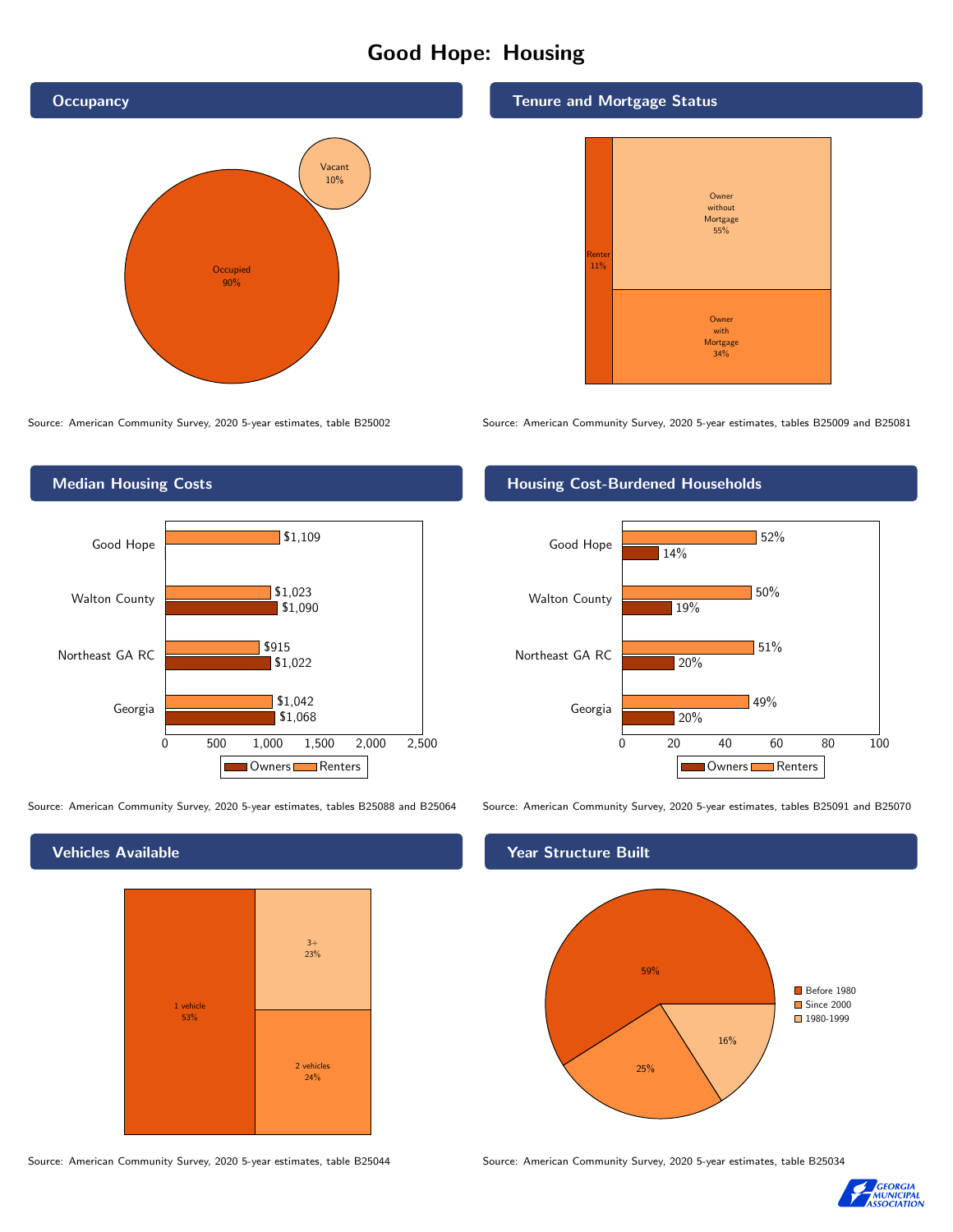# Good Hope: Housing

## Occupancy

Vacant
10%

Occupied
90%

Source: American Community Survey, 2020 5-year estimates, table B25002

## Tenure and Mortgage Status

Renter
11%

Owner
without
Mortgage
55%

Owner
with
Mortgage
34%

Source: American Community Survey, 2020 5-year estimates, tables B25009 and B25081

## Median Housing Costs

Good Hope
$1,109

Walton County
$1,023
$1,090

Northeast GA RC
$915
$1,022

Georgia
$1,042
$1,068

0 500 1,000 1,500 2,000 2,500

Owners Renters

Source: American Community Survey, 2020 5-year estimates, tables B25088 and B25064

## Housing Cost-Burdened Households

Good Hope
52%
14%

Walton County
50%
19%

Northeast GA RC
51%
20%

Georgia
49%
20%

0 20 40 60 80 100

Owners Renters

Source: American Community Survey, 2020 5-year estimates, tables B25091 and B25070

## Vehicles Available

1 vehicle
53%

3+
23%

2 vehicles
24%

Source: American Community Survey, 2020 5-year estimates, table B25044

## Year Structure Built

59%

25%

16%

Before 1980
Since 2000
1980-1999

Source: American Community Survey, 2020 5-year estimates, table B25034